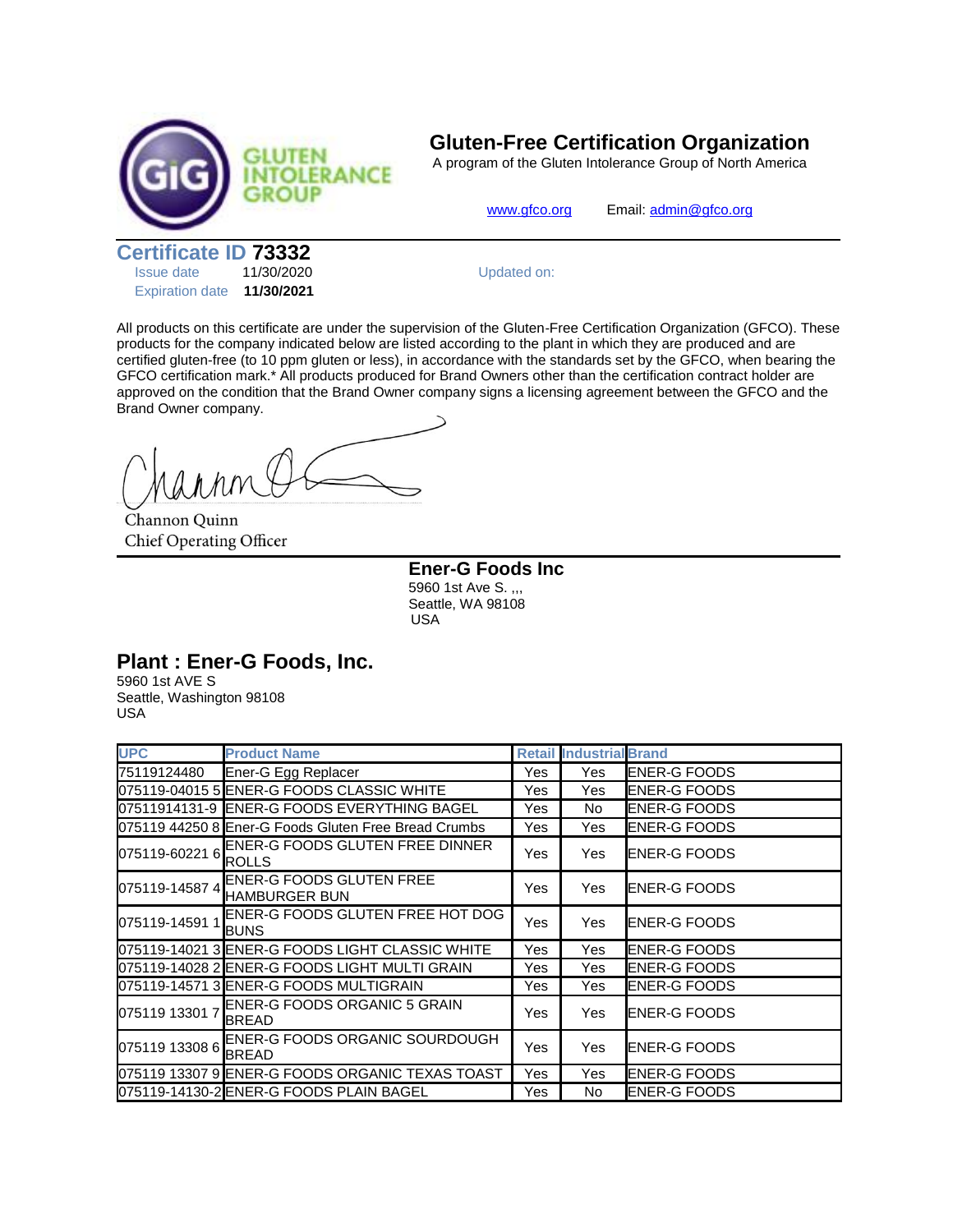GLUTEN INTOLERANCE GROUP

# Gluten-Free Certification Organization

A program of the Gluten Intolerance Group of North America

www.gfco.org Email: admin@gfco.org

## Certificate ID 73332

Issue date 11/30/2020

Expiration date **11/30/2021**

Updated on:

All products on this certificate are under the supervision of the Gluten-Free Certification Organization (GFCO). These products for the company indicated below are listed according to the plant in which they are produced and are certified gluten-free (to 10 ppm gluten or less), in accordance with the standards set by the GFCO, when bearing the GFCO certification mark.* All products produced for Brand Owners other than the certification contract holder are approved on the condition that the Brand Owner company signs a licensing agreement between the GFCO and the Brand Owner company.

Channon Quinn
Chief Operating Officer

**Ener-G Foods Inc**
5960 1st Ave S. ,,,
Seattle, WA 98108
USA

## Plant : Ener-G Foods, Inc.

5960 1st AVE S
Seattle, Washington 98108
USA

| UPC | Product Name | Retail | Industrial | Brand |
| --- | --- | --- | --- | --- |
| 75119124480 | Ener-G Egg Replacer | Yes | Yes | ENER-G FOODS |
| 075119-04015 5 | ENER-G FOODS CLASSIC WHITE | Yes | Yes | ENER-G FOODS |
| 07511914131-9 | ENER-G FOODS EVERYTHING BAGEL | Yes | No | ENER-G FOODS |
| 075119 44250 8 | Ener-G Foods Gluten Free Bread Crumbs | Yes | Yes | ENER-G FOODS |
| 075119-60221 6 | ENER-G FOODS GLUTEN FREE DINNER ROLLS | Yes | Yes | ENER-G FOODS |
| 075119-14587 4 | ENER-G FOODS GLUTEN FREE HAMBURGER BUN | Yes | Yes | ENER-G FOODS |
| 075119-14591 1 | ENER-G FOODS GLUTEN FREE HOT DOG BUNS | Yes | Yes | ENER-G FOODS |
| 075119-14021 3 | ENER-G FOODS LIGHT CLASSIC WHITE | Yes | Yes | ENER-G FOODS |
| 075119-14028 2 | ENER-G FOODS LIGHT MULTI GRAIN | Yes | Yes | ENER-G FOODS |
| 075119-14571 3 | ENER-G FOODS MULTIGRAIN | Yes | Yes | ENER-G FOODS |
| 075119 13301 7 | ENER-G FOODS ORGANIC 5 GRAIN BREAD | Yes | Yes | ENER-G FOODS |
| 075119 13308 6 | ENER-G FOODS ORGANIC SOURDOUGH BREAD | Yes | Yes | ENER-G FOODS |
| 075119 13307 9 | ENER-G FOODS ORGANIC TEXAS TOAST | Yes | Yes | ENER-G FOODS |
| 075119-14130-2 | ENER-G FOODS PLAIN BAGEL | Yes | No | ENER-G FOODS |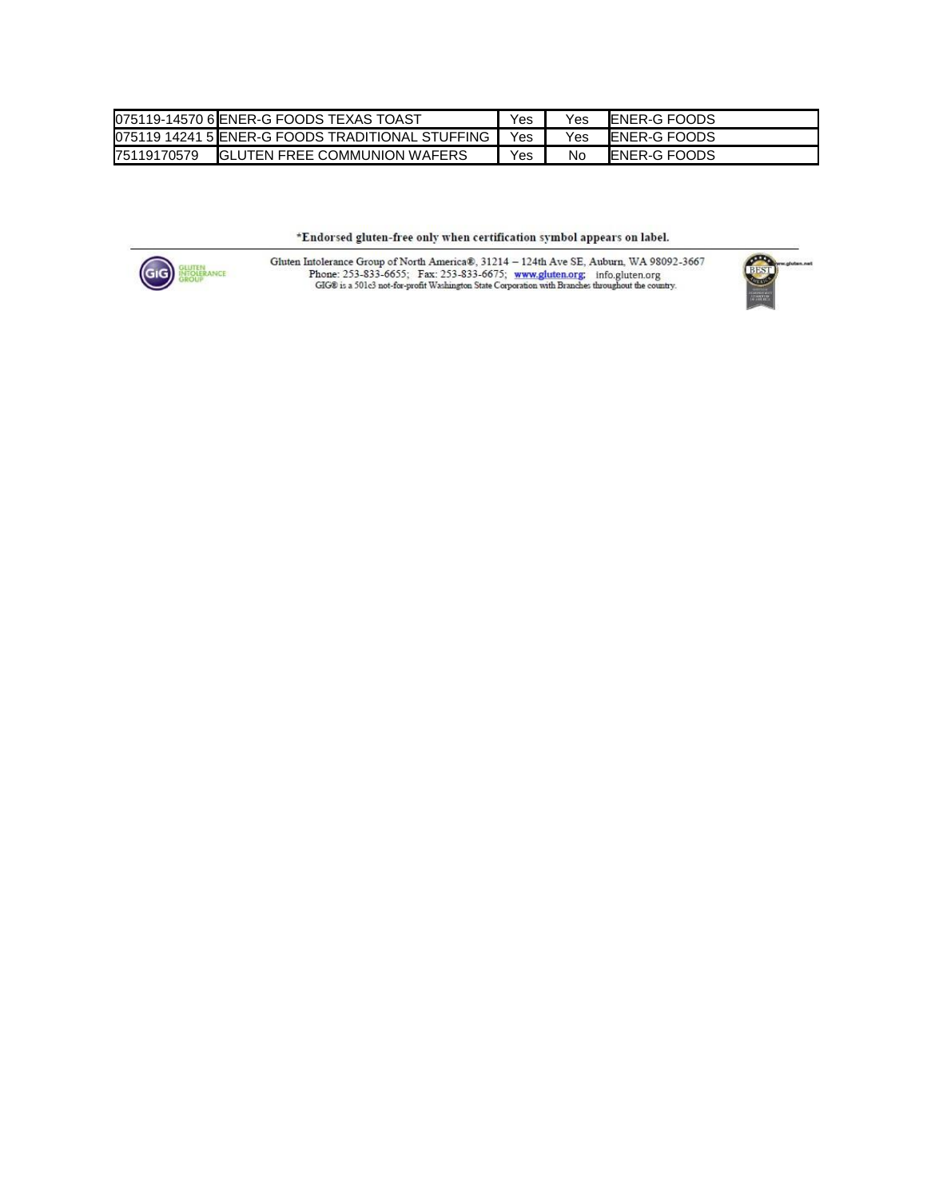| | | | | |
|---|---|---|---|---|
| 075119-14570 6 | ENER-G FOODS TEXAS TOAST | Yes | Yes | ENER-G FOODS |
| 075119 14241 5 | ENER-G FOODS TRADITIONAL STUFFING | Yes | Yes | ENER-G FOODS |
| 75119170579 | GLUTEN FREE COMMUNION WAFERS | Yes | No | ENER-G FOODS |

*Endorsed gluten-free only when certification symbol appears on label.

Gluten Intolerance Group of North America®, 31214 – 124th Ave SE, Auburn, WA 98092-3667
Phone: 253-833-6655; Fax: 253-833-6675; www.gluten.org; info.gluten.org
GIG® is a 501c3 not-for-profit Washington State Corporation with Branches throughout the country.